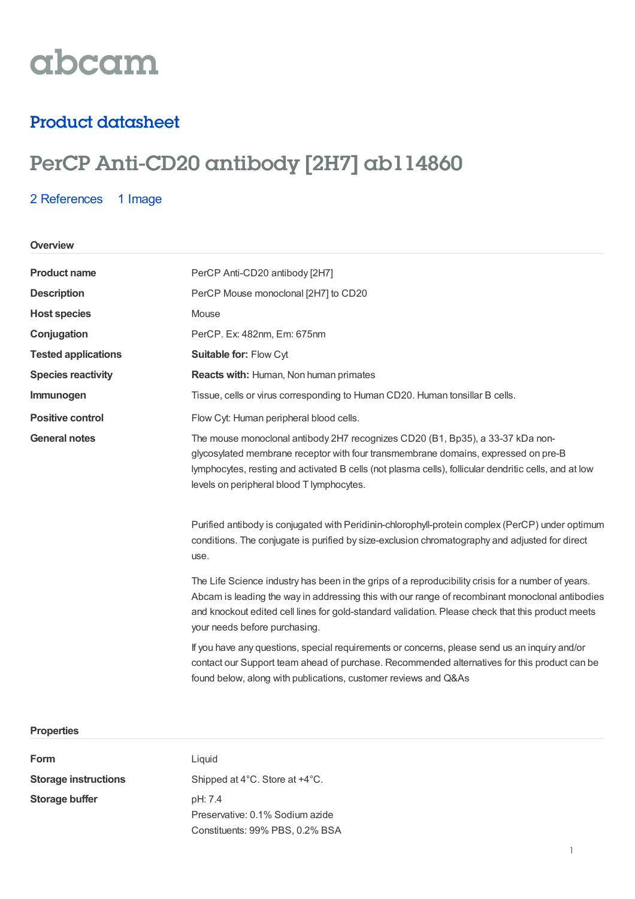abcam

## Product datasheet

# PerCP Anti-CD20 antibody [2H7] ab114860

2 References    1 Image

### Overview

| | |
|---|---|
| **Product name** | PerCP Anti-CD20 antibody [2H7] |
| **Description** | PerCP Mouse monoclonal [2H7] to CD20 |
| **Host species** | Mouse |
| **Conjugation** | PerCP. Ex: 482nm, Em: 675nm |
| **Tested applications** | **Suitable for:** Flow Cyt |
| **Species reactivity** | **Reacts with:** Human, Non human primates |
| **Immunogen** | Tissue, cells or virus corresponding to Human CD20. Human tonsillar B cells. |
| **Positive control** | Flow Cyt: Human peripheral blood cells. |
| **General notes** | The mouse monoclonal antibody 2H7 recognizes CD20 (B1, Bp35), a 33-37 kDa non-glycosylated membrane receptor with four transmembrane domains, expressed on pre-B lymphocytes, resting and activated B cells (not plasma cells), follicular dendritic cells, and at low levels on peripheral blood T lymphocytes. |

Purified antibody is conjugated with Peridinin-chlorophyll-protein complex (PerCP) under optimum conditions. The conjugate is purified by size-exclusion chromatography and adjusted for direct use.

The Life Science industry has been in the grips of a reproducibility crisis for a number of years. Abcam is leading the way in addressing this with our range of recombinant monoclonal antibodies and knockout edited cell lines for gold-standard validation. Please check that this product meets your needs before purchasing.

If you have any questions, special requirements or concerns, please send us an inquiry and/or contact our Support team ahead of purchase. Recommended alternatives for this product can be found below, along with publications, customer reviews and Q&As

### Properties

| | |
|---|---|
| **Form** | Liquid |
| **Storage instructions** | Shipped at 4°C. Store at +4°C. |
| **Storage buffer** | pH: 7.4<br>Preservative: 0.1% Sodium azide<br>Constituents: 99% PBS, 0.2% BSA |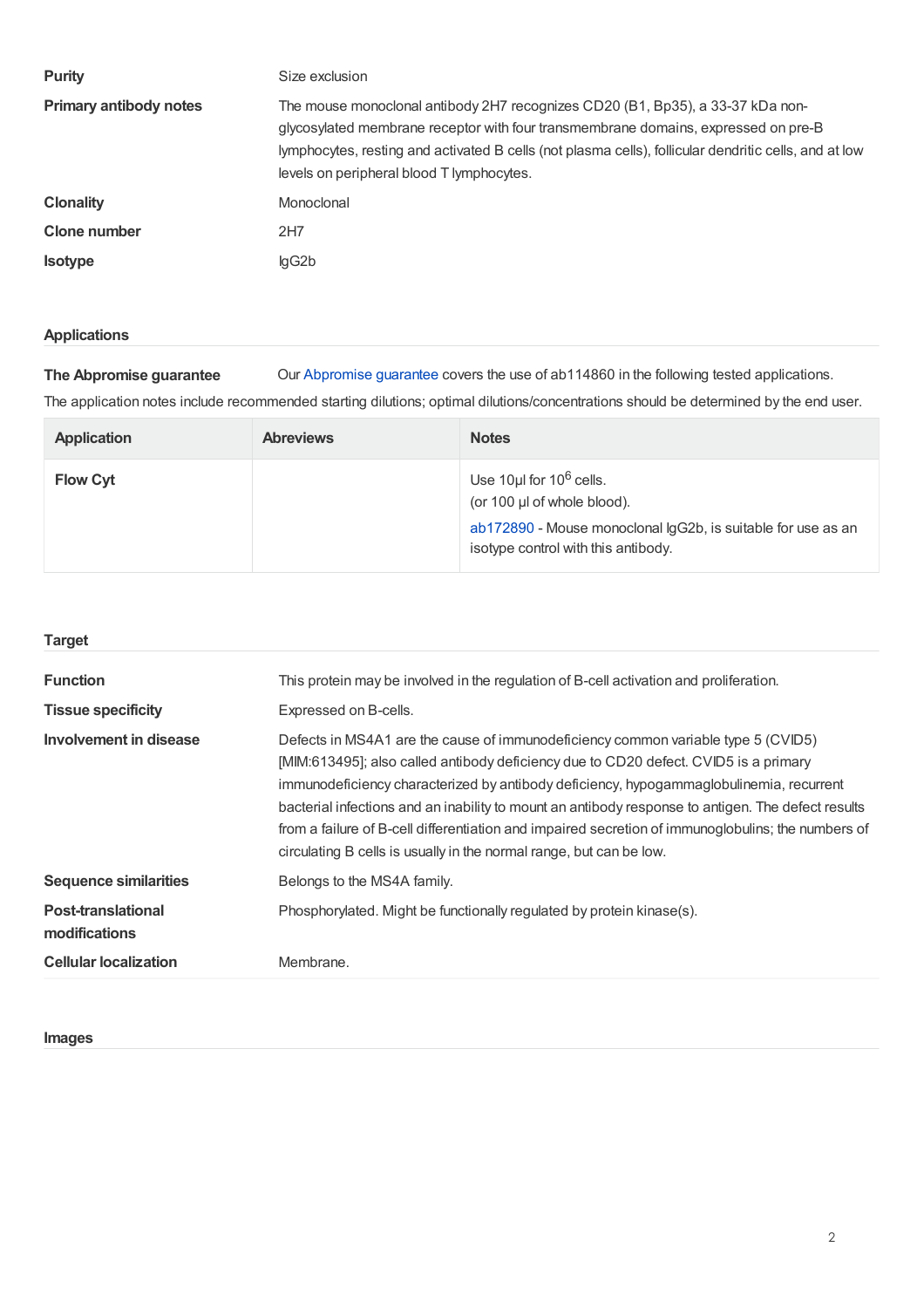| | |
|---|---|
| **Purity** | Size exclusion |
| **Primary antibody notes** | The mouse monoclonal antibody 2H7 recognizes CD20 (B1, Bp35), a 33-37 kDa non-glycosylated membrane receptor with four transmembrane domains, expressed on pre-B lymphocytes, resting and activated B cells (not plasma cells), follicular dendritic cells, and at low levels on peripheral blood T lymphocytes. |
| **Clonality** | Monoclonal |
| **Clone number** | 2H7 |
| **Isotype** | IgG2b |

## Applications

**The Abpromise guarantee** Our Abpromise guarantee covers the use of ab114860 in the following tested applications.

The application notes include recommended starting dilutions; optimal dilutions/concentrations should be determined by the end user.

| Application | Abreviews | Notes |
|---|---|---|
| **Flow Cyt** | | Use 10µl for $10^6$ cells.<br>(or 100 µl of whole blood).<br>ab172890 - Mouse monoclonal IgG2b, is suitable for use as an isotype control with this antibody. |

## Target

| | |
|---|---|
| **Function** | This protein may be involved in the regulation of B-cell activation and proliferation. |
| **Tissue specificity** | Expressed on B-cells. |
| **Involvement in disease** | Defects in MS4A1 are the cause of immunodeficiency common variable type 5 (CVID5) [MIM:613495]; also called antibody deficiency due to CD20 defect. CVID5 is a primary immunodeficiency characterized by antibody deficiency, hypogammaglobulinemia, recurrent bacterial infections and an inability to mount an antibody response to antigen. The defect results from a failure of B-cell differentiation and impaired secretion of immunoglobulins; the numbers of circulating B cells is usually in the normal range, but can be low. |
| **Sequence similarities** | Belongs to the MS4A family. |
| **Post-translational modifications** | Phosphorylated. Might be functionally regulated by protein kinase(s). |
| **Cellular localization** | Membrane. |

## Images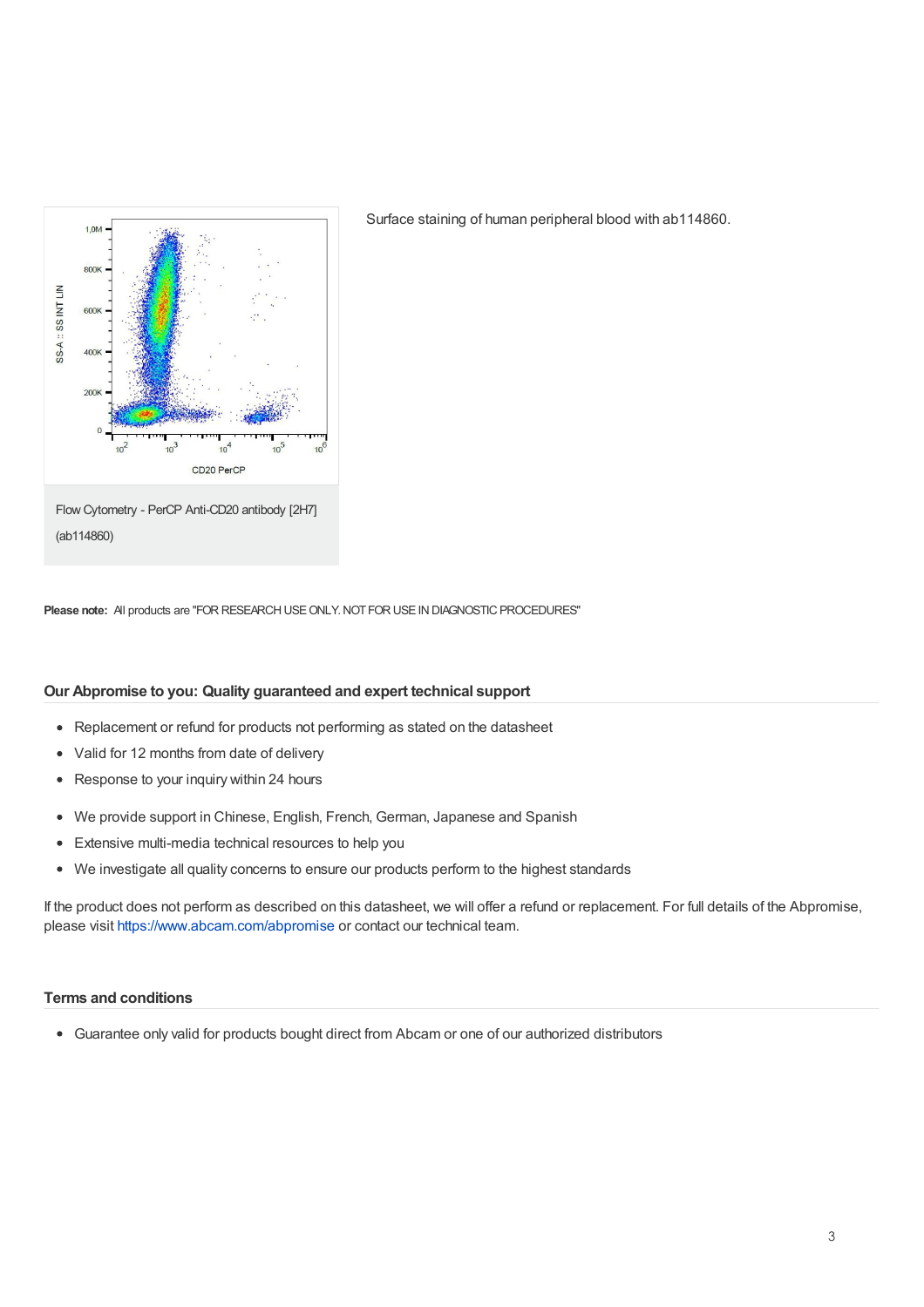1,0M

800K

600K

400K

200K

0

SS-A :: SS INT LIN

$10^2$ $10^3$ $10^4$ $10^5$ $10^6$

CD20 PerCP

Flow Cytometry - PerCP Anti-CD20 antibody [2H7] (ab114860)

Surface staining of human peripheral blood with ab114860.

**Please note:** All products are "FOR RESEARCH USE ONLY. NOT FOR USE IN DIAGNOSTIC PROCEDURES"

## Our Abpromise to you: Quality guaranteed and expert technical support

- Replacement or refund for products not performing as stated on the datasheet
- Valid for 12 months from date of delivery
- Response to your inquiry within 24 hours

- We provide support in Chinese, English, French, German, Japanese and Spanish
- Extensive multi-media technical resources to help you
- We investigate all quality concerns to ensure our products perform to the highest standards

If the product does not perform as described on this datasheet, we will offer a refund or replacement. For full details of the Abpromise, please visit https://www.abcam.com/abpromise or contact our technical team.

## Terms and conditions

- Guarantee only valid for products bought direct from Abcam or one of our authorized distributors